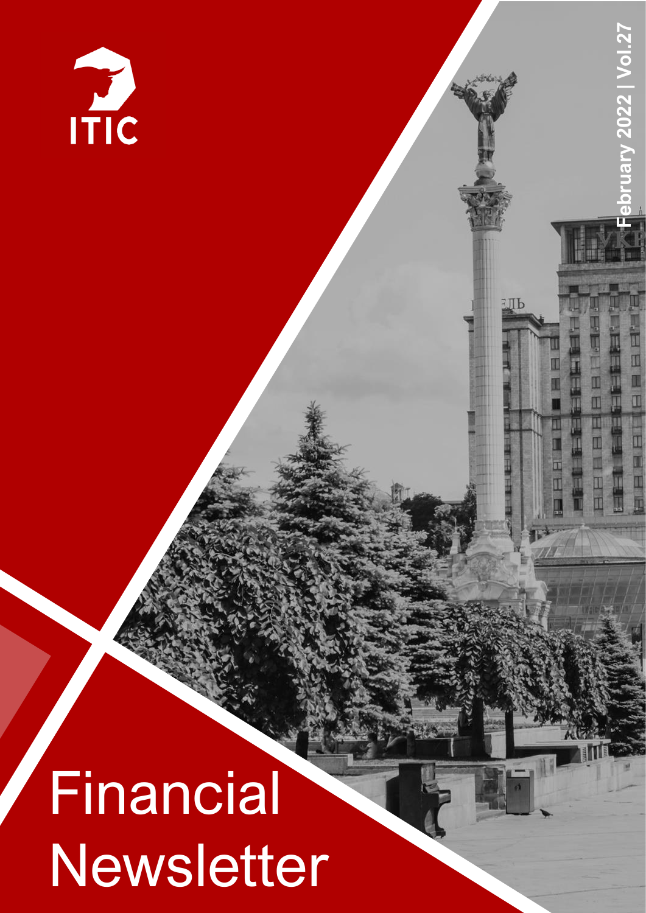ITIC

February 2022 | Vol.27

# Financial Newsletter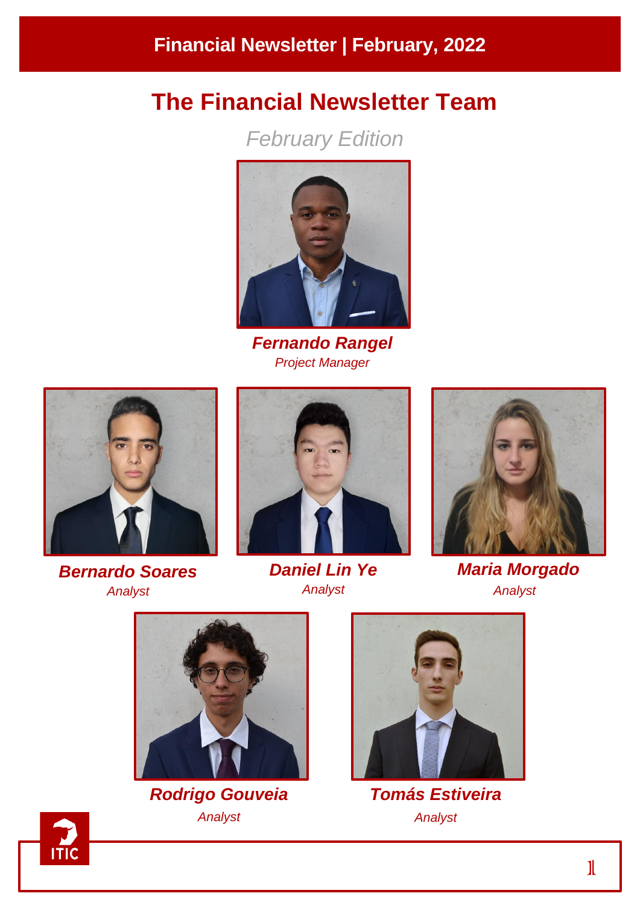# The Financial Newsletter Team

*February Edition*

***Fernando Rangel***
*Project Manager*

***Bernardo Soares***
*Analyst*

***Daniel Lin Ye***
*Analyst*

***Maria Morgado***
*Analyst*

***Rodrigo Gouveia***
*Analyst*

***Tomás Estiveira***
*Analyst*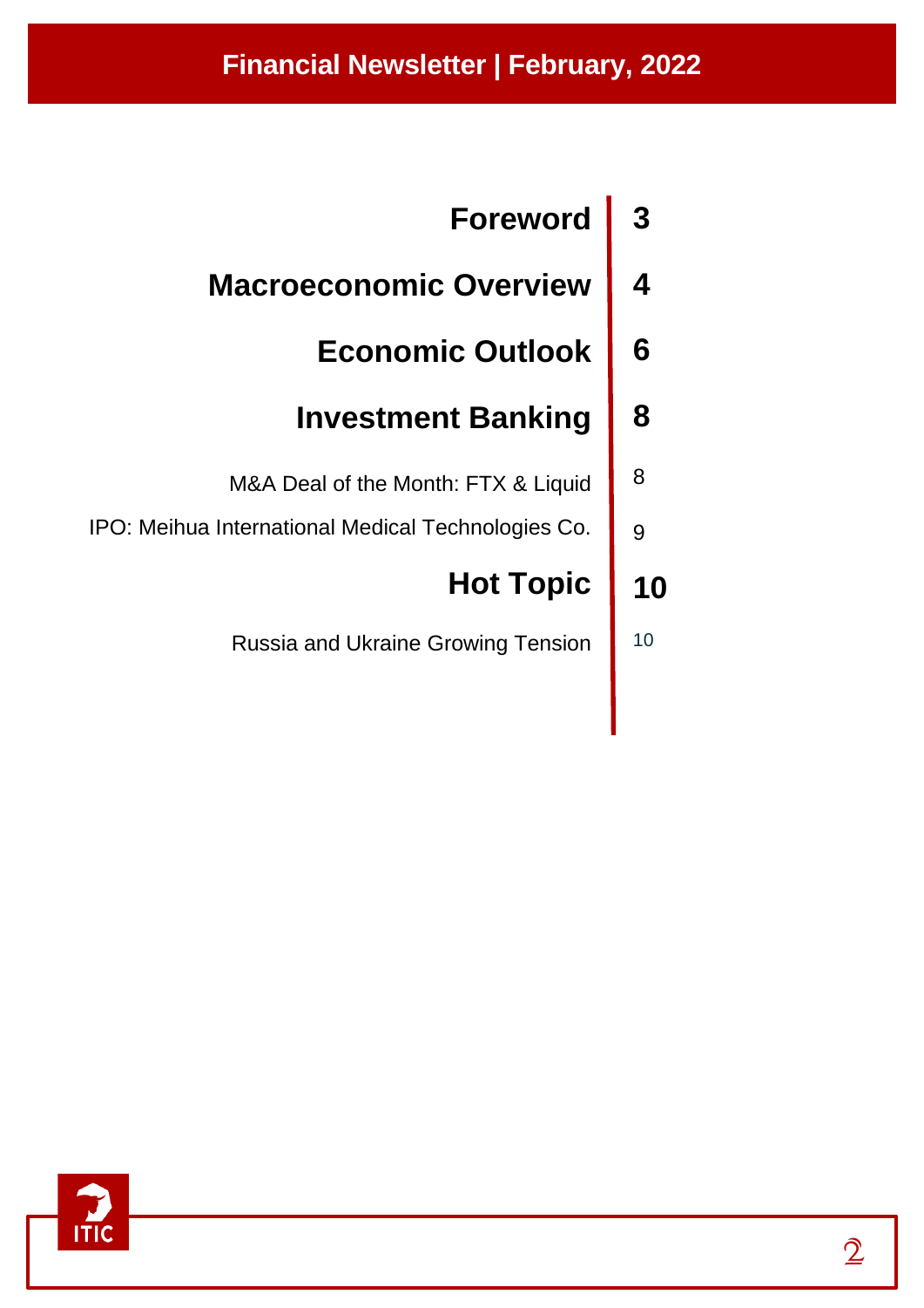| | |
|---|---|
| **Foreword** | **3** |
| **Macroeconomic Overview** | **4** |
| **Economic Outlook** | **6** |
| **Investment Banking** | **8** |
| M&A Deal of the Month: FTX & Liquid | 8 |
| IPO: Meihua International Medical Technologies Co. | 9 |
| **Hot Topic** | **10** |
| Russia and Ukraine Growing Tension | 10 |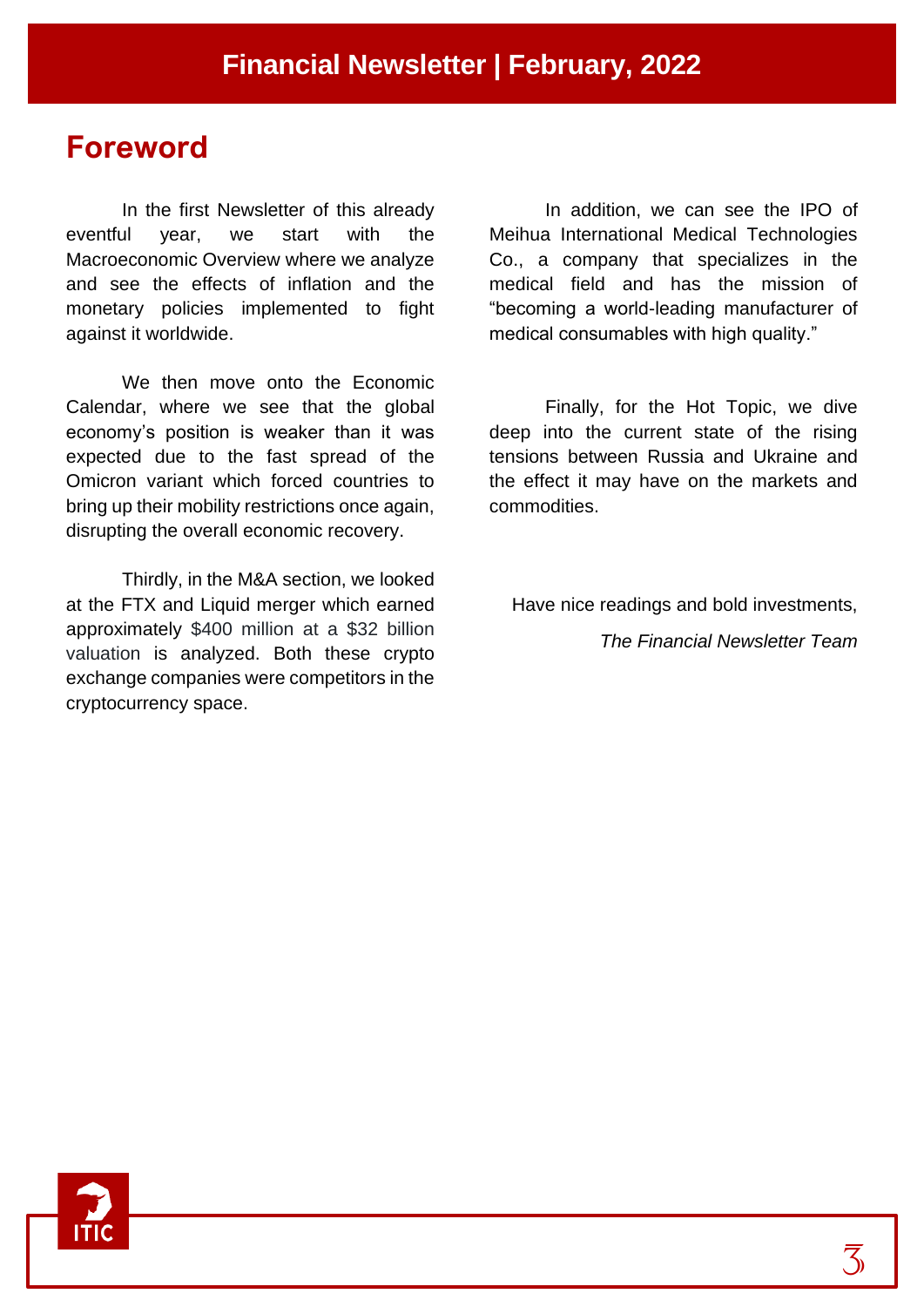# Financial Newsletter | February, 2022

## Foreword

In the first Newsletter of this already eventful year, we start with the Macroeconomic Overview where we analyze and see the effects of inflation and the monetary policies implemented to fight against it worldwide.

We then move onto the Economic Calendar, where we see that the global economy's position is weaker than it was expected due to the fast spread of the Omicron variant which forced countries to bring up their mobility restrictions once again, disrupting the overall economic recovery.

Thirdly, in the M&A section, we looked at the FTX and Liquid merger which earned approximately $400 million at a $32 billion valuation is analyzed. Both these crypto exchange companies were competitors in the cryptocurrency space.

In addition, we can see the IPO of Meihua International Medical Technologies Co., a company that specializes in the medical field and has the mission of "becoming a world-leading manufacturer of medical consumables with high quality."

Finally, for the Hot Topic, we dive deep into the current state of the rising tensions between Russia and Ukraine and the effect it may have on the markets and commodities.

Have nice readings and bold investments,

*The Financial Newsletter Team*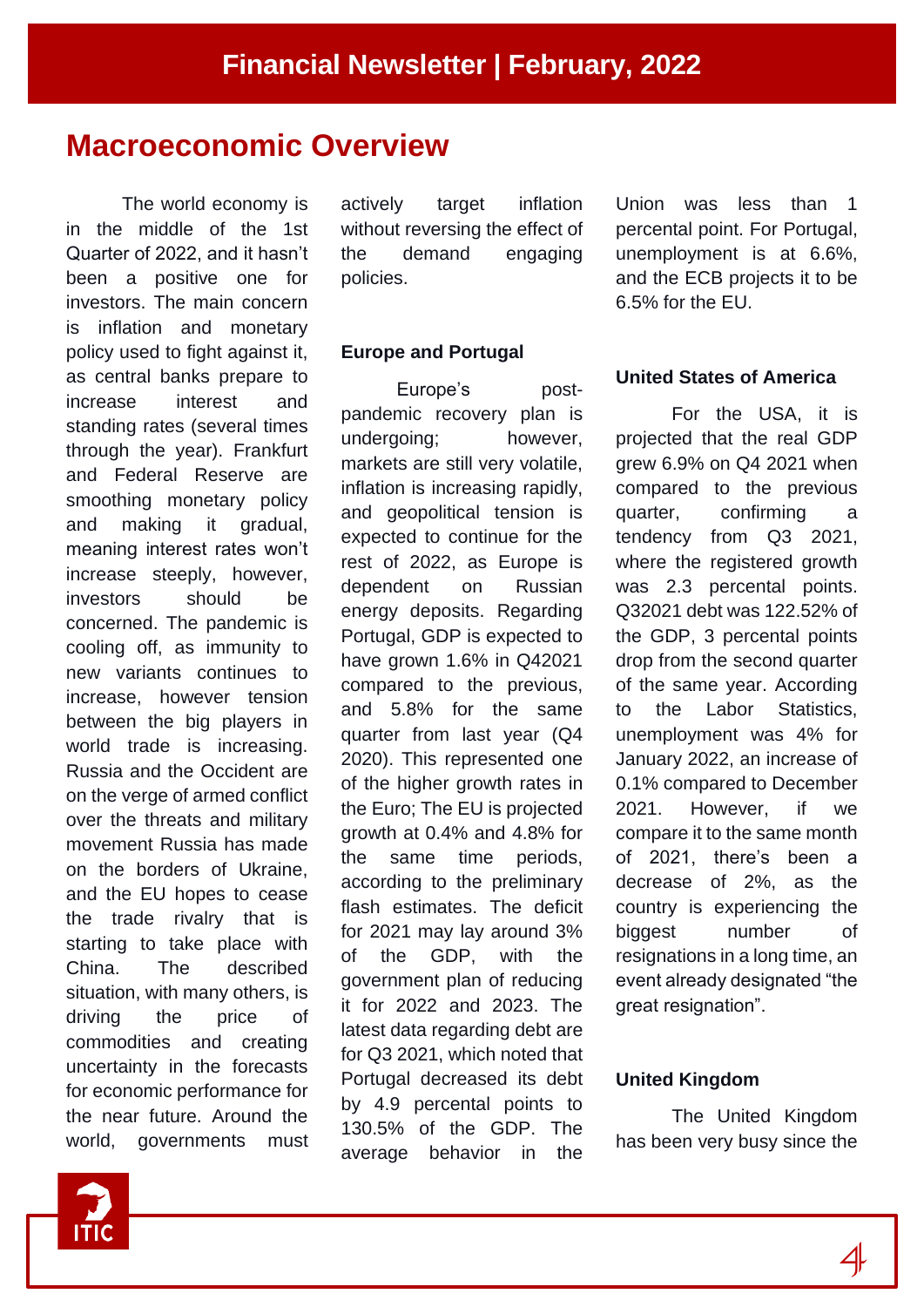# Macroeconomic Overview

The world economy is in the middle of the 1st Quarter of 2022, and it hasn't been a positive one for investors. The main concern is inflation and monetary policy used to fight against it, as central banks prepare to increase interest and standing rates (several times through the year). Frankfurt and Federal Reserve are smoothing monetary policy and making it gradual, meaning interest rates won't increase steeply, however, investors should be concerned. The pandemic is cooling off, as immunity to new variants continues to increase, however tension between the big players in world trade is increasing. Russia and the Occident are on the verge of armed conflict over the threats and military movement Russia has made on the borders of Ukraine, and the EU hopes to cease the trade rivalry that is starting to take place with China. The described situation, with many others, is driving the price of commodities and creating uncertainty in the forecasts for economic performance for the near future. Around the world, governments must actively target inflation without reversing the effect of the demand engaging policies.

### Europe and Portugal

Europe's post-pandemic recovery plan is undergoing; however, markets are still very volatile, inflation is increasing rapidly, and geopolitical tension is expected to continue for the rest of 2022, as Europe is dependent on Russian energy deposits. Regarding Portugal, GDP is expected to have grown 1.6% in Q42021 compared to the previous, and 5.8% for the same quarter from last year (Q4 2020). This represented one of the higher growth rates in the Euro; The EU is projected growth at 0.4% and 4.8% for the same time periods, according to the preliminary flash estimates. The deficit for 2021 may lay around 3% of the GDP, with the government plan of reducing it for 2022 and 2023. The latest data regarding debt are for Q3 2021, which noted that Portugal decreased its debt by 4.9 percental points to 130.5% of the GDP. The average behavior in the Union was less than 1 percental point. For Portugal, unemployment is at 6.6%, and the ECB projects it to be 6.5% for the EU.

### United States of America

For the USA, it is projected that the real GDP grew 6.9% on Q4 2021 when compared to the previous quarter, confirming a tendency from Q3 2021, where the registered growth was 2.3 percental points. Q32021 debt was 122.52% of the GDP, 3 percental points drop from the second quarter of the same year. According to the Labor Statistics, unemployment was 4% for January 2022, an increase of 0.1% compared to December 2021. However, if we compare it to the same month of 2021, there's been a decrease of 2%, as the country is experiencing the biggest number of resignations in a long time, an event already designated "the great resignation".

### United Kingdom

The United Kingdom has been very busy since the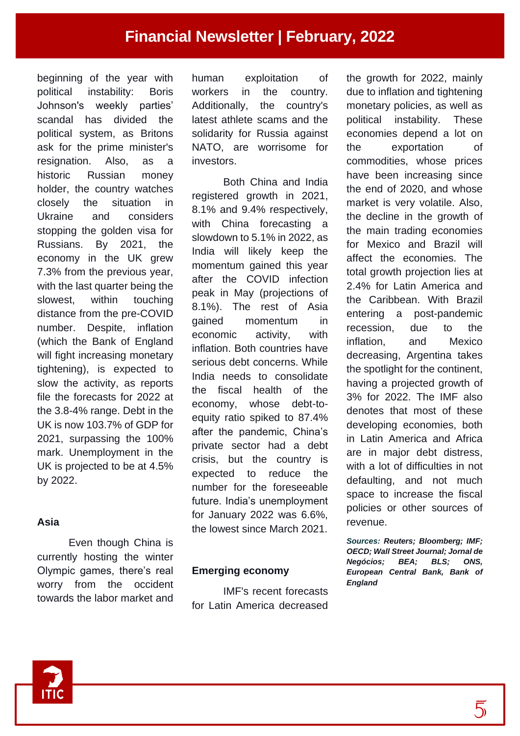beginning of the year with political instability: Boris Johnson's weekly parties' scandal has divided the political system, as Britons ask for the prime minister's resignation. Also, as a historic Russian money holder, the country watches closely the situation in Ukraine and considers stopping the golden visa for Russians. By 2021, the economy in the UK grew 7.3% from the previous year, with the last quarter being the slowest, within touching distance from the pre-COVID number. Despite, inflation (which the Bank of England will fight increasing monetary tightening), is expected to slow the activity, as reports file the forecasts for 2022 at the 3.8-4% range. Debt in the UK is now 103.7% of GDP for 2021, surpassing the 100% mark. Unemployment in the UK is projected to be at 4.5% by 2022.

**Asia**

Even though China is currently hosting the winter Olympic games, there's real worry from the occident towards the labor market and human exploitation of workers in the country. Additionally, the country's latest athlete scams and the solidarity for Russia against NATO, are worrisome for investors.

Both China and India registered growth in 2021, 8.1% and 9.4% respectively, with China forecasting a slowdown to 5.1% in 2022, as India will likely keep the momentum gained this year after the COVID infection peak in May (projections of 8.1%). The rest of Asia gained momentum in economic activity, with inflation. Both countries have serious debt concerns. While India needs to consolidate the fiscal health of the economy, whose debt-to-equity ratio spiked to 87.4% after the pandemic, China's private sector had a debt crisis, but the country is expected to reduce the number for the foreseeable future. India's unemployment for January 2022 was 6.6%, the lowest since March 2021.

**Emerging economy**

IMF's recent forecasts for Latin America decreased the growth for 2022, mainly due to inflation and tightening monetary policies, as well as political instability. These economies depend a lot on the exportation of commodities, whose prices have been increasing since the end of 2020, and whose market is very volatile. Also, the decline in the growth of the main trading economies for Mexico and Brazil will affect the economies. The total growth projection lies at 2.4% for Latin America and the Caribbean. With Brazil entering a post-pandemic recession, due to the inflation, and Mexico decreasing, Argentina takes the spotlight for the continent, having a projected growth of 3% for 2022. The IMF also denotes that most of these developing economies, both in Latin America and Africa are in major debt distress, with a lot of difficulties in not defaulting, and not much space to increase the fiscal policies or other sources of revenue.

***Sources:** Reuters; Bloomberg; IMF; OECD; Wall Street Journal; Jornal de Negócios; BEA; BLS; ONS, European Central Bank, Bank of England*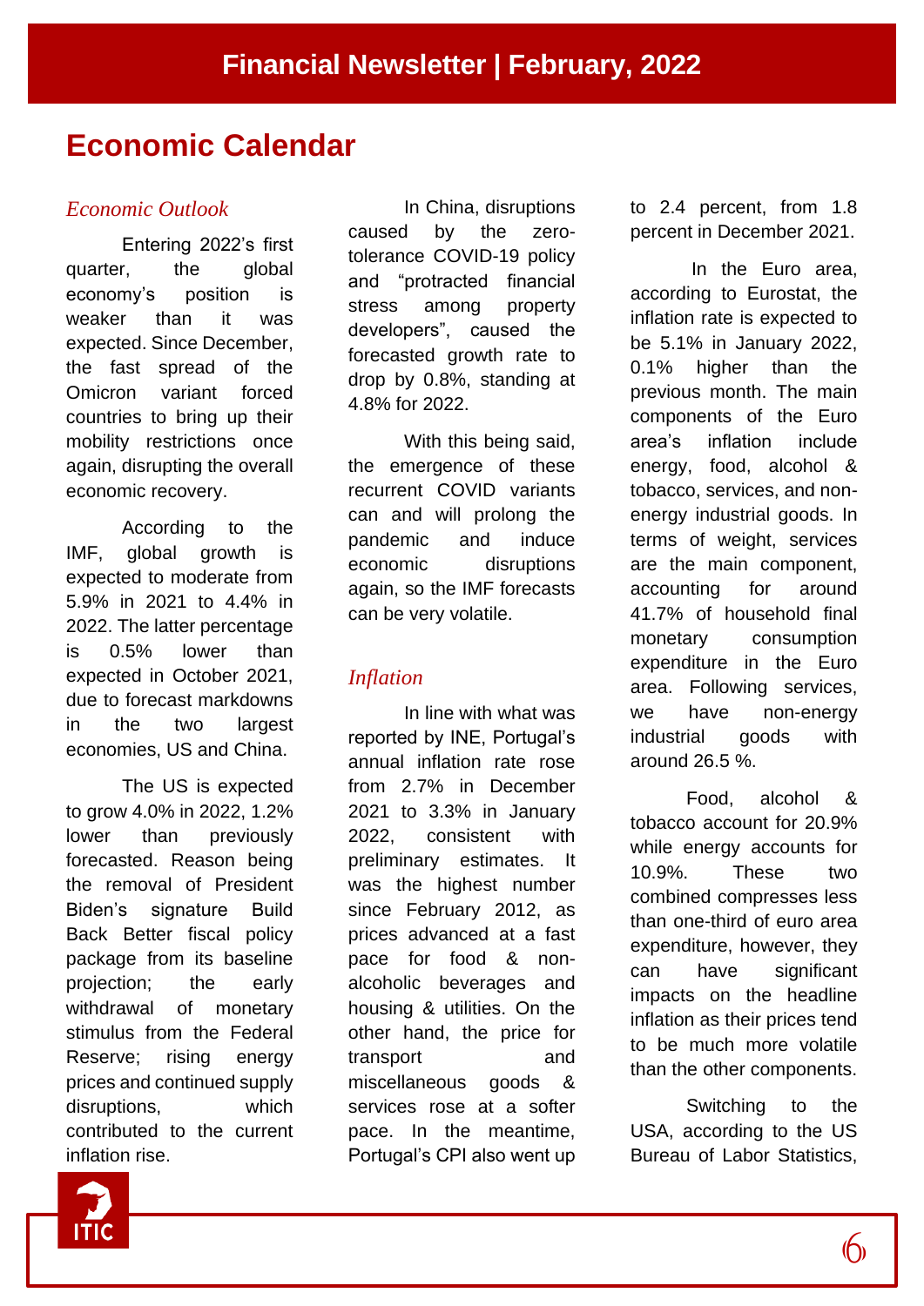# Financial Newsletter | February, 2022

## Economic Calendar

### *Economic Outlook*

Entering 2022's first quarter, the global economy's position is weaker than it was expected. Since December, the fast spread of the Omicron variant forced countries to bring up their mobility restrictions once again, disrupting the overall economic recovery.

According to the IMF, global growth is expected to moderate from 5.9% in 2021 to 4.4% in 2022. The latter percentage is 0.5% lower than expected in October 2021, due to forecast markdowns in the two largest economies, US and China.

The US is expected to grow 4.0% in 2022, 1.2% lower than previously forecasted. Reason being the removal of President Biden's signature Build Back Better fiscal policy package from its baseline projection; the early withdrawal of monetary stimulus from the Federal Reserve; rising energy prices and continued supply disruptions, which contributed to the current inflation rise.

In China, disruptions caused by the zero-tolerance COVID-19 policy and "protracted financial stress among property developers", caused the forecasted growth rate to drop by 0.8%, standing at 4.8% for 2022.

With this being said, the emergence of these recurrent COVID variants can and will prolong the pandemic and induce economic disruptions again, so the IMF forecasts can be very volatile.

### *Inflation*

In line with what was reported by INE, Portugal's annual inflation rate rose from 2.7% in December 2021 to 3.3% in January 2022, consistent with preliminary estimates. It was the highest number since February 2012, as prices advanced at a fast pace for food & non-alcoholic beverages and housing & utilities. On the other hand, the price for transport and miscellaneous goods & services rose at a softer pace. In the meantime, Portugal's CPI also went up to 2.4 percent, from 1.8 percent in December 2021.

In the Euro area, according to Eurostat, the inflation rate is expected to be 5.1% in January 2022, 0.1% higher than the previous month. The main components of the Euro area's inflation include energy, food, alcohol & tobacco, services, and non-energy industrial goods. In terms of weight, services are the main component, accounting for around 41.7% of household final monetary consumption expenditure in the Euro area. Following services, we have non-energy industrial goods with around 26.5 %.

Food, alcohol & tobacco account for 20.9% while energy accounts for 10.9%. These two combined compresses less than one-third of euro area expenditure, however, they can have significant impacts on the headline inflation as their prices tend to be much more volatile than the other components.

Switching to the USA, according to the US Bureau of Labor Statistics,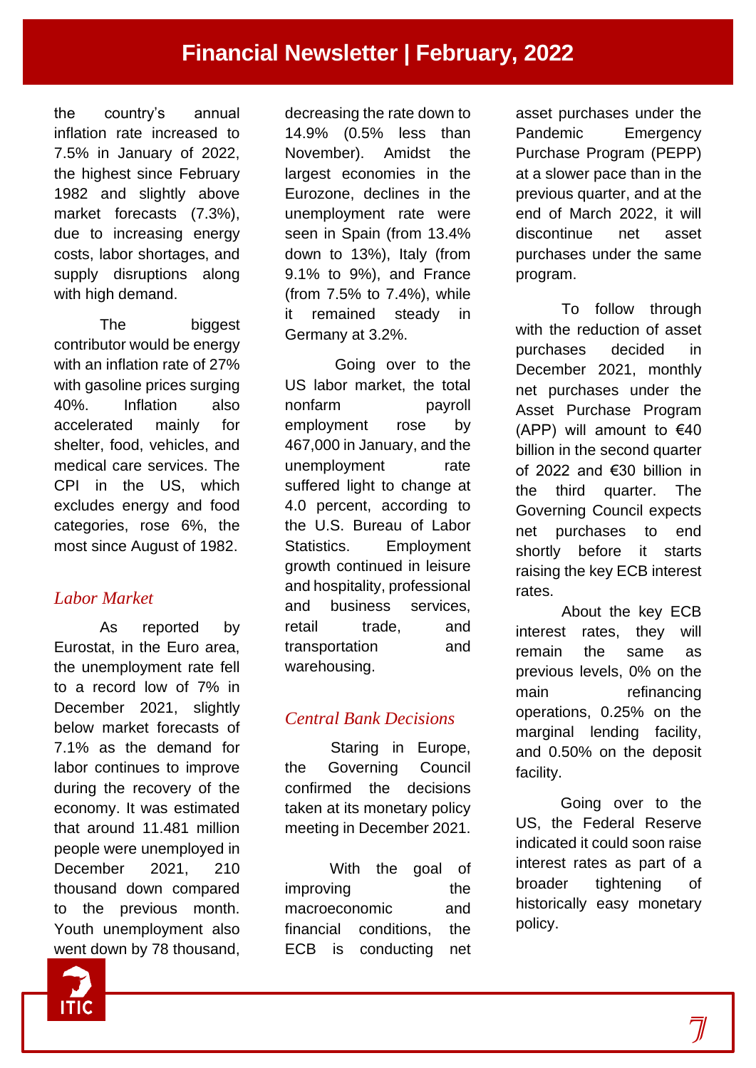the country's annual inflation rate increased to 7.5% in January of 2022, the highest since February 1982 and slightly above market forecasts (7.3%), due to increasing energy costs, labor shortages, and supply disruptions along with high demand.

The biggest contributor would be energy with an inflation rate of 27% with gasoline prices surging 40%. Inflation also accelerated mainly for shelter, food, vehicles, and medical care services. The CPI in the US, which excludes energy and food categories, rose 6%, the most since August of 1982.

## *Labor Market*

As reported by Eurostat, in the Euro area, the unemployment rate fell to a record low of 7% in December 2021, slightly below market forecasts of 7.1% as the demand for labor continues to improve during the recovery of the economy. It was estimated that around 11.481 million people were unemployed in December 2021, 210 thousand down compared to the previous month. Youth unemployment also went down by 78 thousand, decreasing the rate down to 14.9% (0.5% less than November). Amidst the largest economies in the Eurozone, declines in the unemployment rate were seen in Spain (from 13.4% down to 13%), Italy (from 9.1% to 9%), and France (from 7.5% to 7.4%), while it remained steady in Germany at 3.2%.

Going over to the US labor market, the total nonfarm payroll employment rose by 467,000 in January, and the unemployment rate suffered light to change at 4.0 percent, according to the U.S. Bureau of Labor Statistics. Employment growth continued in leisure and hospitality, professional and business services, retail trade, and transportation and warehousing.

## *Central Bank Decisions*

Staring in Europe, the Governing Council confirmed the decisions taken at its monetary policy meeting in December 2021.

With the goal of improving the macroeconomic and financial conditions, the ECB is conducting net asset purchases under the Pandemic Emergency Purchase Program (PEPP) at a slower pace than in the previous quarter, and at the end of March 2022, it will discontinue net asset purchases under the same program.

To follow through with the reduction of asset purchases decided in December 2021, monthly net purchases under the Asset Purchase Program (APP) will amount to €40 billion in the second quarter of 2022 and €30 billion in the third quarter. The Governing Council expects net purchases to end shortly before it starts raising the key ECB interest rates.

About the key ECB interest rates, they will remain the same as previous levels, 0% on the main refinancing operations, 0.25% on the marginal lending facility, and 0.50% on the deposit facility.

Going over to the US, the Federal Reserve indicated it could soon raise interest rates as part of a broader tightening of historically easy monetary policy.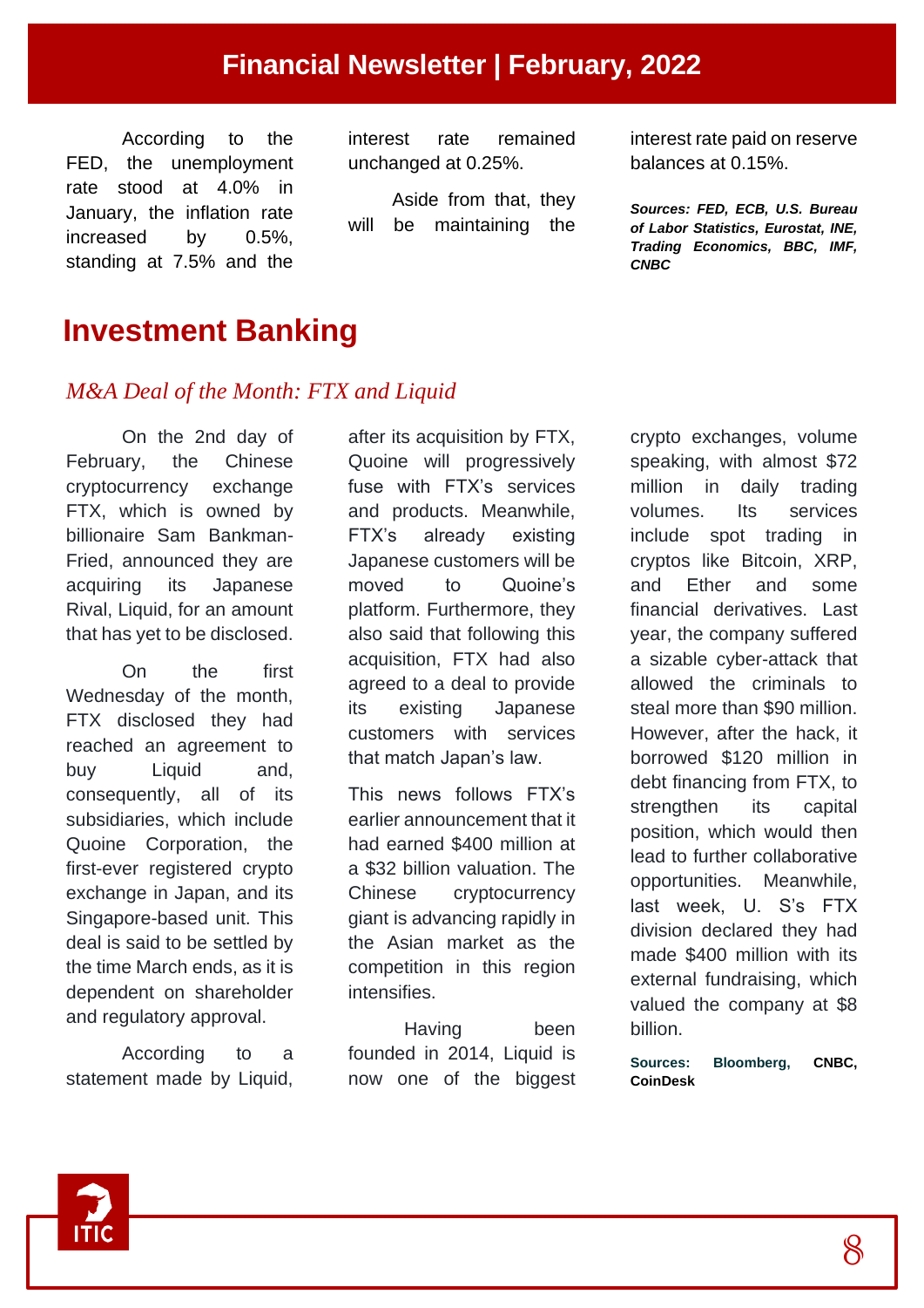According to the FED, the unemployment rate stood at 4.0% in January, the inflation rate increased by 0.5%, standing at 7.5% and the interest rate remained unchanged at 0.25%.

Aside from that, they will be maintaining the interest rate paid on reserve balances at 0.15%.

***Sources: FED, ECB, U.S. Bureau of Labor Statistics, Eurostat, INE, Trading Economics, BBC, IMF, CNBC***

# Investment Banking

## *M&A Deal of the Month: FTX and Liquid*

On the 2nd day of February, the Chinese cryptocurrency exchange FTX, which is owned by billionaire Sam Bankman-Fried, announced they are acquiring its Japanese Rival, Liquid, for an amount that has yet to be disclosed.

On the first Wednesday of the month, FTX disclosed they had reached an agreement to buy Liquid and, consequently, all of its subsidiaries, which include Quoine Corporation, the first-ever registered crypto exchange in Japan, and its Singapore-based unit. This deal is said to be settled by the time March ends, as it is dependent on shareholder and regulatory approval.

According to a statement made by Liquid, after its acquisition by FTX, Quoine will progressively fuse with FTX's services and products. Meanwhile, FTX's already existing Japanese customers will be moved to Quoine's platform. Furthermore, they also said that following this acquisition, FTX had also agreed to a deal to provide its existing Japanese customers with services that match Japan's law.

This news follows FTX's earlier announcement that it had earned $400 million at a $32 billion valuation. The Chinese cryptocurrency giant is advancing rapidly in the Asian market as the competition in this region intensifies.

Having been founded in 2014, Liquid is now one of the biggest crypto exchanges, volume speaking, with almost $72 million in daily trading volumes. Its services include spot trading in cryptos like Bitcoin, XRP, and Ether and some financial derivatives. Last year, the company suffered a sizable cyber-attack that allowed the criminals to steal more than $90 million. However, after the hack, it borrowed $120 million in debt financing from FTX, to strengthen its capital position, which would then lead to further collaborative opportunities. Meanwhile, last week, U. S's FTX division declared they had made $400 million with its external fundraising, which valued the company at $8 billion.

**Sources: Bloomberg, CNBC, CoinDesk**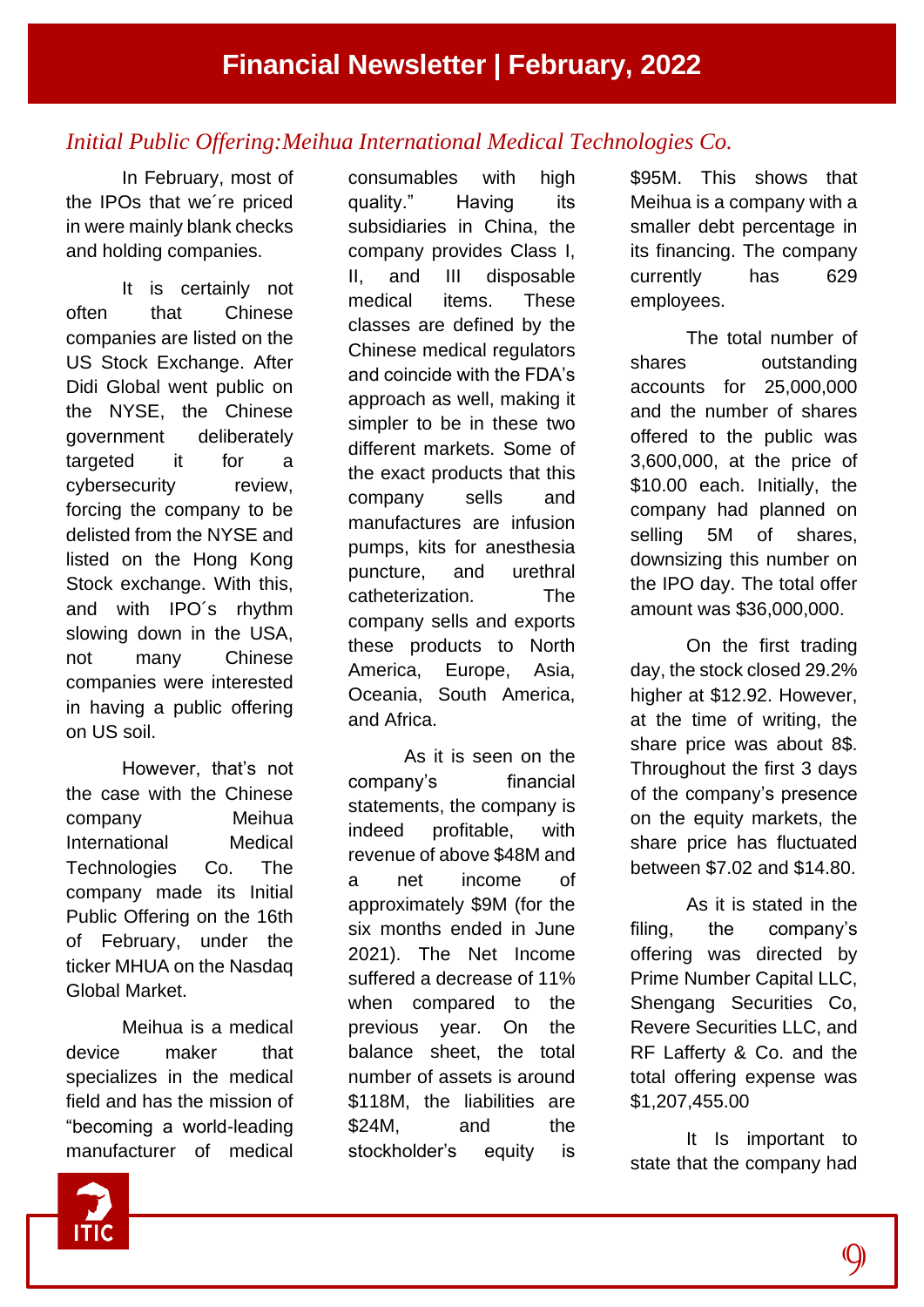# Financial Newsletter | February, 2022

## *Initial Public Offering:Meihua International Medical Technologies Co.*

In February, most of the IPOs that we´re priced in were mainly blank checks and holding companies.

It is certainly not often that Chinese companies are listed on the US Stock Exchange. After Didi Global went public on the NYSE, the Chinese government deliberately targeted it for a cybersecurity review, forcing the company to be delisted from the NYSE and listed on the Hong Kong Stock exchange. With this, and with IPO´s rhythm slowing down in the USA, not many Chinese companies were interested in having a public offering on US soil.

However, that's not the case with the Chinese company Meihua International Medical Technologies Co. The company made its Initial Public Offering on the 16th of February, under the ticker MHUA on the Nasdaq Global Market.

Meihua is a medical device maker that specializes in the medical field and has the mission of "becoming a world-leading manufacturer of medical consumables with high quality." Having its subsidiaries in China, the company provides Class I, II, and III disposable medical items. These classes are defined by the Chinese medical regulators and coincide with the FDA's approach as well, making it simpler to be in these two different markets. Some of the exact products that this company sells and manufactures are infusion pumps, kits for anesthesia puncture, and urethral catheterization. The company sells and exports these products to North America, Europe, Asia, Oceania, South America, and Africa.

As it is seen on the company's financial statements, the company is indeed profitable, with revenue of above $48M and a net income of approximately $9M (for the six months ended in June 2021). The Net Income suffered a decrease of 11% when compared to the previous year. On the balance sheet, the total number of assets is around $118M, the liabilities are $24M, and the stockholder's equity is $95M. This shows that Meihua is a company with a smaller debt percentage in its financing. The company currently has 629 employees.

The total number of shares outstanding accounts for 25,000,000 and the number of shares offered to the public was 3,600,000, at the price of $10.00 each. Initially, the company had planned on selling 5M of shares, downsizing this number on the IPO day. The total offer amount was $36,000,000.

On the first trading day, the stock closed 29.2% higher at $12.92. However, at the time of writing, the share price was about 8$. Throughout the first 3 days of the company's presence on the equity markets, the share price has fluctuated between $7.02 and $14.80.

As it is stated in the filing, the company's offering was directed by Prime Number Capital LLC, Shengang Securities Co, Revere Securities LLC, and RF Lafferty & Co. and the total offering expense was $1,207,455.00

It Is important to state that the company had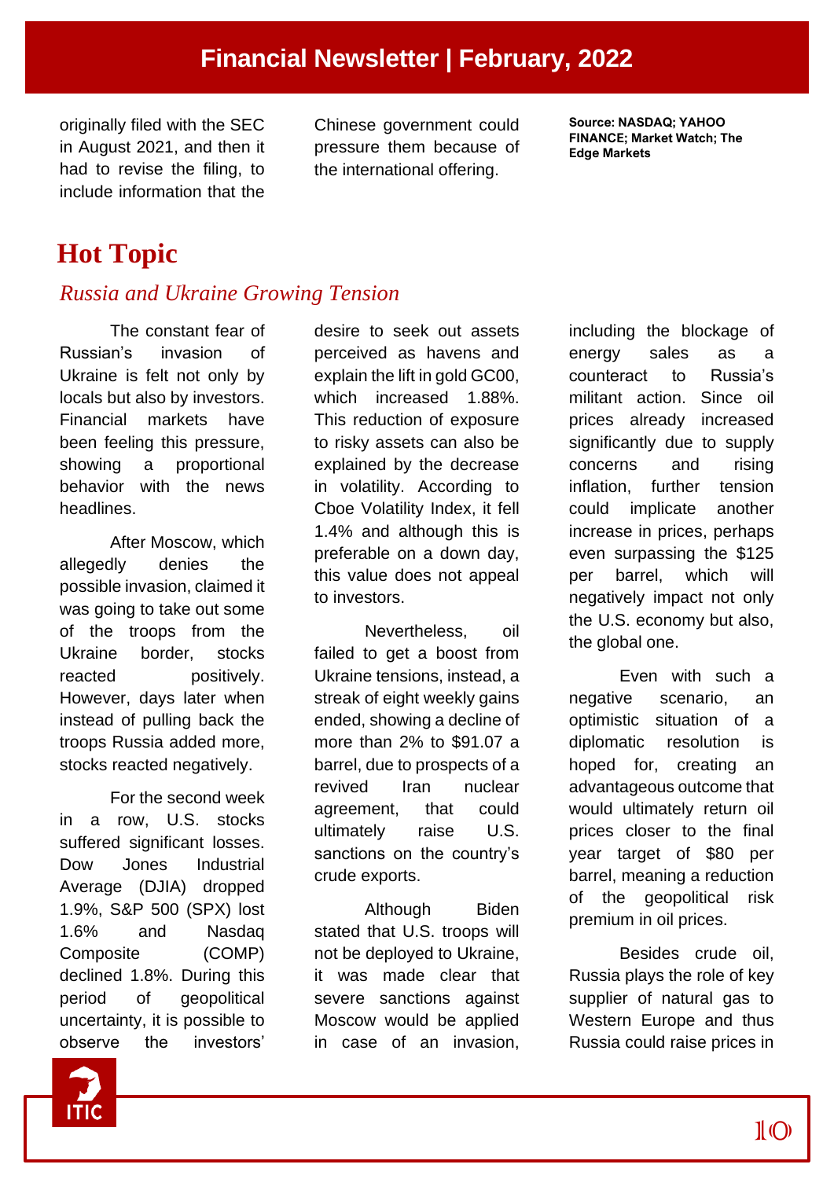originally filed with the SEC in August 2021, and then it had to revise the filing, to include information that the Chinese government could pressure them because of the international offering.

**Source: NASDAQ; YAHOO FINANCE; Market Watch; The Edge Markets**

# Hot Topic

## *Russia and Ukraine Growing Tension*

The constant fear of Russian's invasion of Ukraine is felt not only by locals but also by investors. Financial markets have been feeling this pressure, showing a proportional behavior with the news headlines.

After Moscow, which allegedly denies the possible invasion, claimed it was going to take out some of the troops from the Ukraine border, stocks reacted positively. However, days later when instead of pulling back the troops Russia added more, stocks reacted negatively.

For the second week in a row, U.S. stocks suffered significant losses. Dow Jones Industrial Average (DJIA) dropped 1.9%, S&P 500 (SPX) lost 1.6% and Nasdaq Composite (COMP) declined 1.8%. During this period of geopolitical uncertainty, it is possible to observe the investors' desire to seek out assets perceived as havens and explain the lift in gold GC00, which increased 1.88%. This reduction of exposure to risky assets can also be explained by the decrease in volatility. According to Cboe Volatility Index, it fell 1.4% and although this is preferable on a down day, this value does not appeal to investors.

Nevertheless, oil failed to get a boost from Ukraine tensions, instead, a streak of eight weekly gains ended, showing a decline of more than 2% to $91.07 a barrel, due to prospects of a revived Iran nuclear agreement, that could ultimately raise U.S. sanctions on the country's crude exports.

Although Biden stated that U.S. troops will not be deployed to Ukraine, it was made clear that severe sanctions against Moscow would be applied in case of an invasion, including the blockage of energy sales as a counteract to Russia's militant action. Since oil prices already increased significantly due to supply concerns and rising inflation, further tension could implicate another increase in prices, perhaps even surpassing the $125 per barrel, which will negatively impact not only the U.S. economy but also, the global one.

Even with such a negative scenario, an optimistic situation of a diplomatic resolution is hoped for, creating an advantageous outcome that would ultimately return oil prices closer to the final year target of $80 per barrel, meaning a reduction of the geopolitical risk premium in oil prices.

Besides crude oil, Russia plays the role of key supplier of natural gas to Western Europe and thus Russia could raise prices in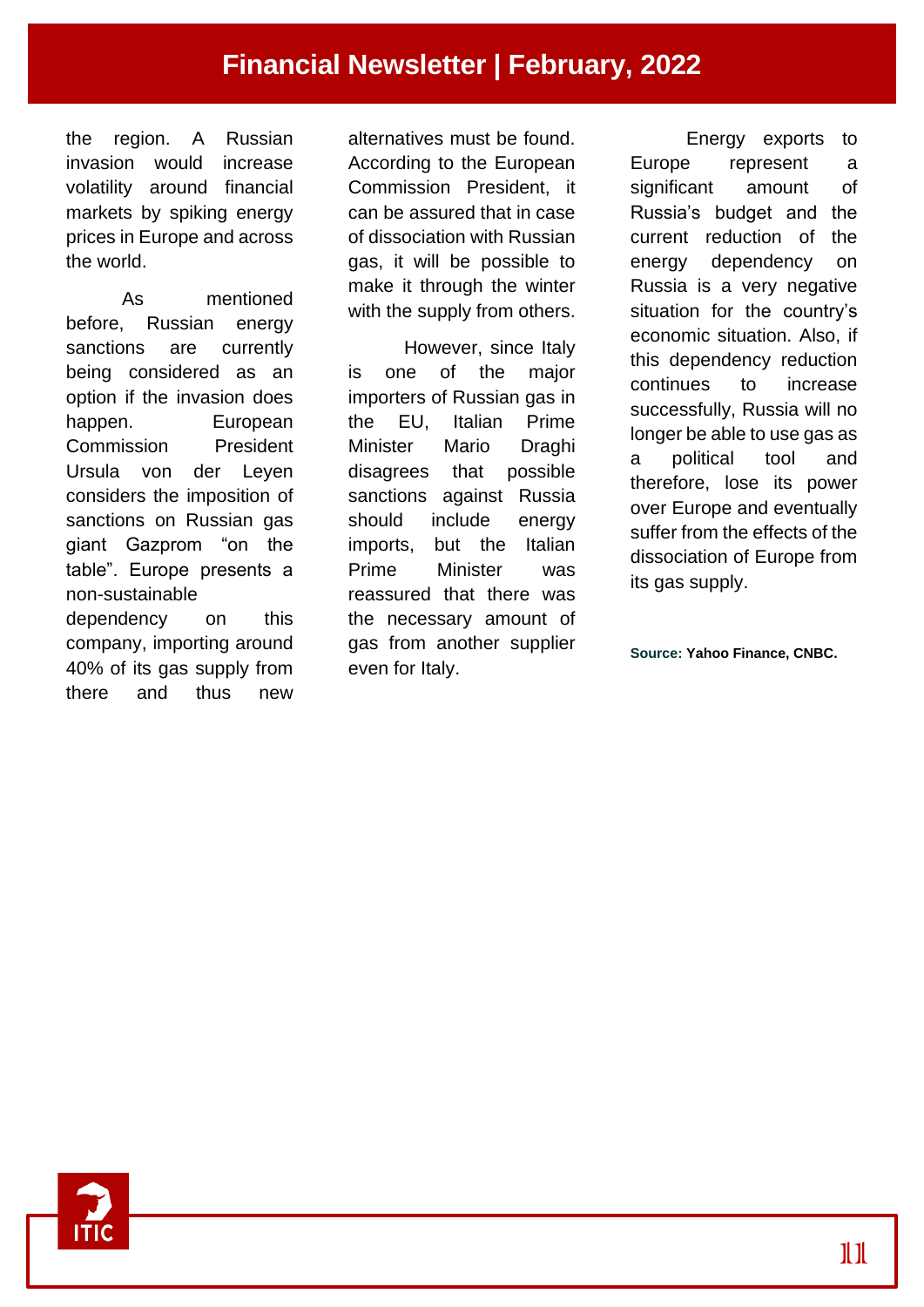the region. A Russian invasion would increase volatility around financial markets by spiking energy prices in Europe and across the world.

As mentioned before, Russian energy sanctions are currently being considered as an option if the invasion does happen. European Commission President Ursula von der Leyen considers the imposition of sanctions on Russian gas giant Gazprom "on the table". Europe presents a non-sustainable dependency on this company, importing around 40% of its gas supply from there and thus new alternatives must be found. According to the European Commission President, it can be assured that in case of dissociation with Russian gas, it will be possible to make it through the winter with the supply from others.

However, since Italy is one of the major importers of Russian gas in the EU, Italian Prime Minister Mario Draghi disagrees that possible sanctions against Russia should include energy imports, but the Italian Prime Minister was reassured that there was the necessary amount of gas from another supplier even for Italy.

Energy exports to Europe represent a significant amount of Russia's budget and the current reduction of the energy dependency on Russia is a very negative situation for the country's economic situation. Also, if this dependency reduction continues to increase successfully, Russia will no longer be able to use gas as a political tool and therefore, lose its power over Europe and eventually suffer from the effects of the dissociation of Europe from its gas supply.

**Source: Yahoo Finance, CNBC.**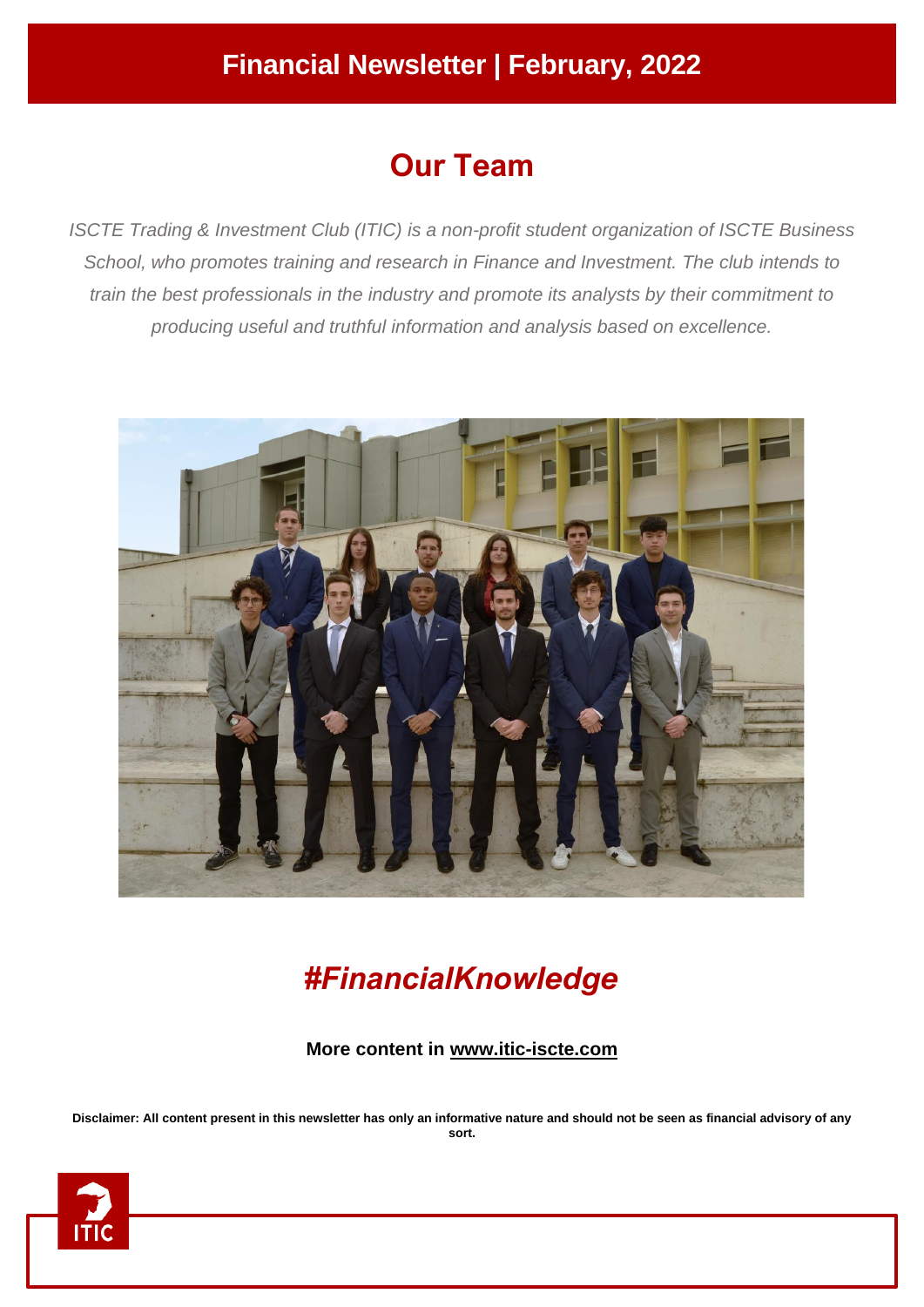# Financial Newsletter | February, 2022

## Our Team

*ISCTE Trading & Investment Club (ITIC) is a non-profit student organization of ISCTE Business School, who promotes training and research in Finance and Investment. The club intends to train the best professionals in the industry and promote its analysts by their commitment to producing useful and truthful information and analysis based on excellence.*

## *#FinancialKnowledge*

**More content in [www.itic-iscte.com](www.itic-iscte.com)**

**Disclaimer: All content present in this newsletter has only an informative nature and should not be seen as financial advisory of any sort.**